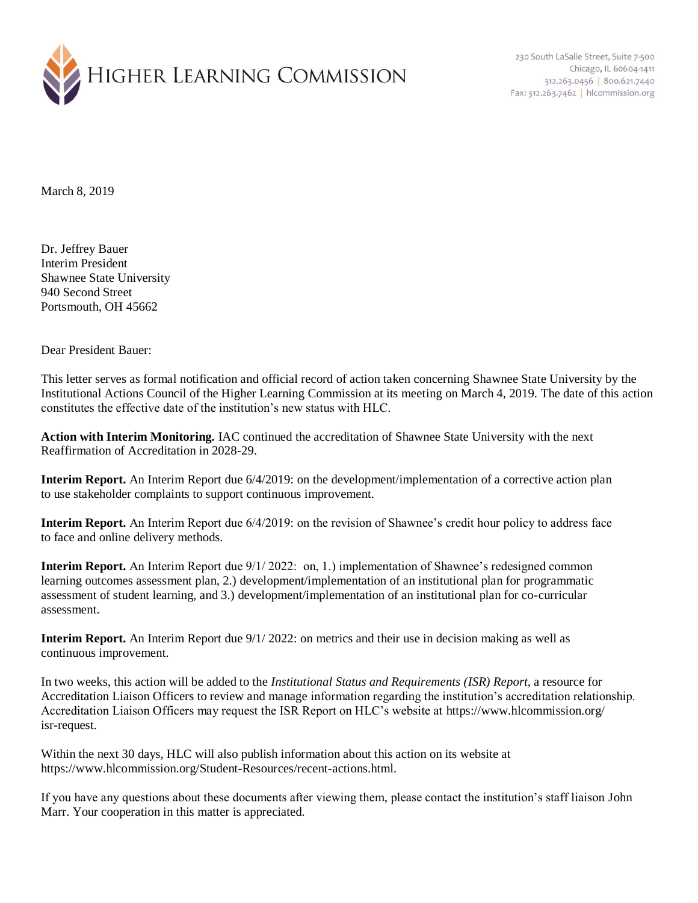HIGHER LEARNING COMMISSION

230 South LaSalle Street, Suite 7-500
Chicago, IL 60604-1411
312.263.0456 | 800.621.7440
Fax: 312.263.7462 | hlcommission.org

March 8, 2019

Dr. Jeffrey Bauer
Interim President
Shawnee State University
940 Second Street
Portsmouth, OH 45662

Dear President Bauer:

This letter serves as formal notification and official record of action taken concerning Shawnee State University by the Institutional Actions Council of the Higher Learning Commission at its meeting on March 4, 2019. The date of this action constitutes the effective date of the institution's new status with HLC.

**Action with Interim Monitoring.** IAC continued the accreditation of Shawnee State University with the next Reaffirmation of Accreditation in 2028-29.

**Interim Report.** An Interim Report due 6/4/2019: on the development/implementation of a corrective action plan to use stakeholder complaints to support continuous improvement.

**Interim Report.** An Interim Report due 6/4/2019: on the revision of Shawnee's credit hour policy to address face to face and online delivery methods.

**Interim Report.** An Interim Report due 9/1/ 2022: on, 1.) implementation of Shawnee's redesigned common learning outcomes assessment plan, 2.) development/implementation of an institutional plan for programmatic assessment of student learning, and 3.) development/implementation of an institutional plan for co-curricular assessment.

**Interim Report.** An Interim Report due 9/1/ 2022: on metrics and their use in decision making as well as continuous improvement.

In two weeks, this action will be added to the *Institutional Status and Requirements (ISR) Report*, a resource for Accreditation Liaison Officers to review and manage information regarding the institution's accreditation relationship. Accreditation Liaison Officers may request the ISR Report on HLC's website at https://www.hlcommission.org/isr-request.

Within the next 30 days, HLC will also publish information about this action on its website at https://www.hlcommission.org/Student-Resources/recent-actions.html.

If you have any questions about these documents after viewing them, please contact the institution's staff liaison John Marr. Your cooperation in this matter is appreciated.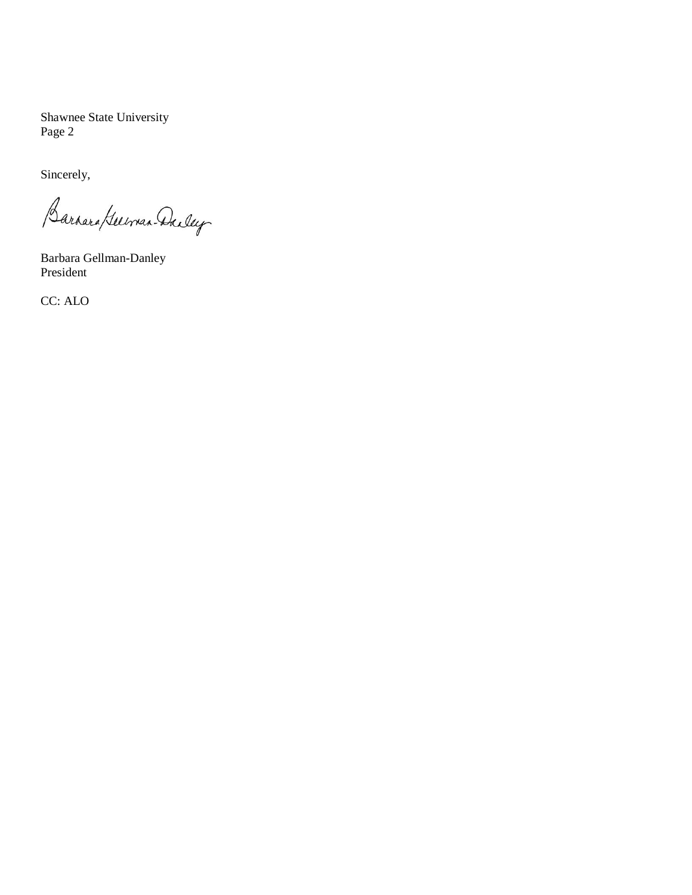Sincerely,

Barbara Gellman-Danley

Barbara Gellman-Danley
President

CC: ALO